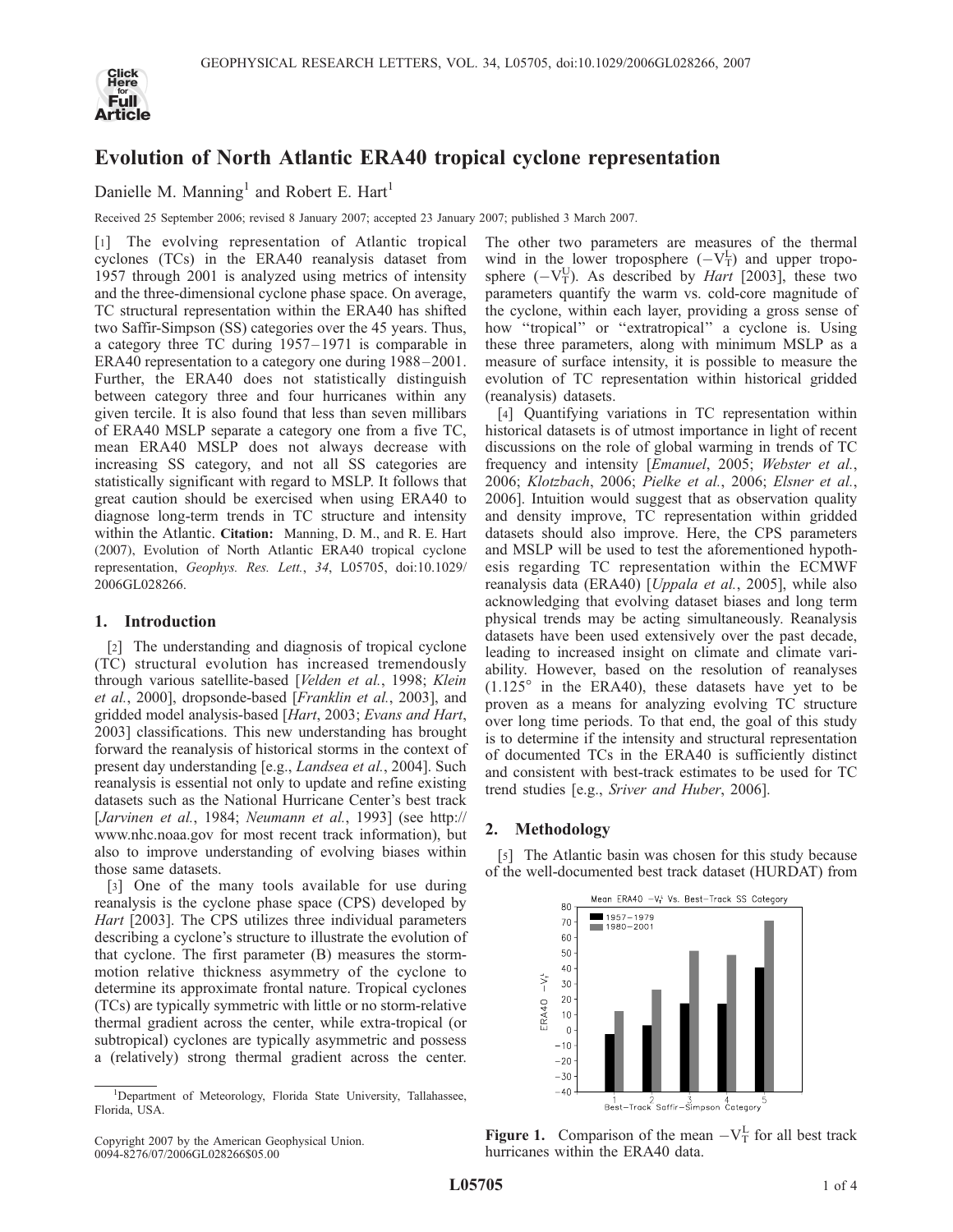# Evolution of North Atlantic ERA40 tropical cyclone representation

Danielle M. Manning[1] and Robert E. Hart[1]

Received 25 September 2006; revised 8 January 2007; accepted 23 January 2007; published 3 March 2007.

[1] The evolving representation of Atlantic tropical cyclones (TCs) in the ERA40 reanalysis dataset from 1957 through 2001 is analyzed using metrics of intensity and the three-dimensional cyclone phase space. On average, TC structural representation within the ERA40 has shifted two Saffir-Simpson (SS) categories over the 45 years. Thus, a category three TC during 1957–1971 is comparable in ERA40 representation to a category one during 1988–2001. Further, the ERA40 does not statistically distinguish between category three and four hurricanes within any given tercile. It is also found that less than seven millibars of ERA40 MSLP separate a category one from a five TC, mean ERA40 MSLP does not always decrease with increasing SS category, and not all SS categories are statistically significant with regard to MSLP. It follows that great caution should be exercised when using ERA40 to diagnose long-term trends in TC structure and intensity within the Atlantic. **Citation:** Manning, D. M., and R. E. Hart (2007), Evolution of North Atlantic ERA40 tropical cyclone representation, *Geophys. Res. Lett.*, *34*, L05705, doi:10.1029/2006GL028266.

## 1. Introduction

[2] The understanding and diagnosis of tropical cyclone (TC) structural evolution has increased tremendously through various satellite-based [*Velden et al.*, 1998; *Klein et al.*, 2000], dropsonde-based [*Franklin et al.*, 2003], and gridded model analysis-based [*Hart*, 2003; *Evans and Hart*, 2003] classifications. This new understanding has brought forward the reanalysis of historical storms in the context of present day understanding [e.g., *Landsea et al.*, 2004]. Such reanalysis is essential not only to update and refine existing datasets such as the National Hurricane Center's best track [*Jarvinen et al.*, 1984; *Neumann et al.*, 1993] (see http://www.nhc.noaa.gov for most recent track information), but also to improve understanding of evolving biases within those same datasets.

[3] One of the many tools available for use during reanalysis is the cyclone phase space (CPS) developed by *Hart* [2003]. The CPS utilizes three individual parameters describing a cyclone's structure to illustrate the evolution of that cyclone. The first parameter (B) measures the storm-motion relative thickness asymmetry of the cyclone to determine its approximate frontal nature. Tropical cyclones (TCs) are typically symmetric with little or no storm-relative thermal gradient across the center, while extra-tropical (or subtropical) cyclones are typically asymmetric and possess a (relatively) strong thermal gradient across the center. The other two parameters are measures of the thermal wind in the lower troposphere ($-V_T^L$) and upper troposphere ($-V_T^U$). As described by *Hart* [2003], these two parameters quantify the warm vs. cold-core magnitude of the cyclone, within each layer, providing a gross sense of how "tropical" or "extratropical" a cyclone is. Using these three parameters, along with minimum MSLP as a measure of surface intensity, it is possible to measure the evolution of TC representation within historical gridded (reanalysis) datasets.

[4] Quantifying variations in TC representation within historical datasets is of utmost importance in light of recent discussions on the role of global warming in trends of TC frequency and intensity [*Emanuel*, 2005; *Webster et al.*, 2006; *Klotzbach*, 2006; *Pielke et al.*, 2006; *Elsner et al.*, 2006]. Intuition would suggest that as observation quality and density improve, TC representation within gridded datasets should also improve. Here, the CPS parameters and MSLP will be used to test the aforementioned hypothesis regarding TC representation within the ECMWF reanalysis data (ERA40) [*Uppala et al.*, 2005], while also acknowledging that evolving dataset biases and long term physical trends may be acting simultaneously. Reanalysis datasets have been used extensively over the past decade, leading to increased insight on climate and climate variability. However, based on the resolution of reanalyses (1.125° in the ERA40), these datasets have yet to be proven as a means for analyzing evolving TC structure over long time periods. To that end, the goal of this study is to determine if the intensity and structural representation of documented TCs in the ERA40 is sufficiently distinct and consistent with best-track estimates to be used for TC trend studies [e.g., *Sriver and Huber*, 2006].

## 2. Methodology

[5] The Atlantic basin was chosen for this study because of the well-documented best track dataset (HURDAT) from

**Figure 1.** Comparison of the mean $-V_T^L$ for all best track hurricanes within the ERA40 data.

[1]Department of Meteorology, Florida State University, Tallahassee, Florida, USA.

Copyright 2007 by the American Geophysical Union.
0094-8276/07/2006GL028266$05.00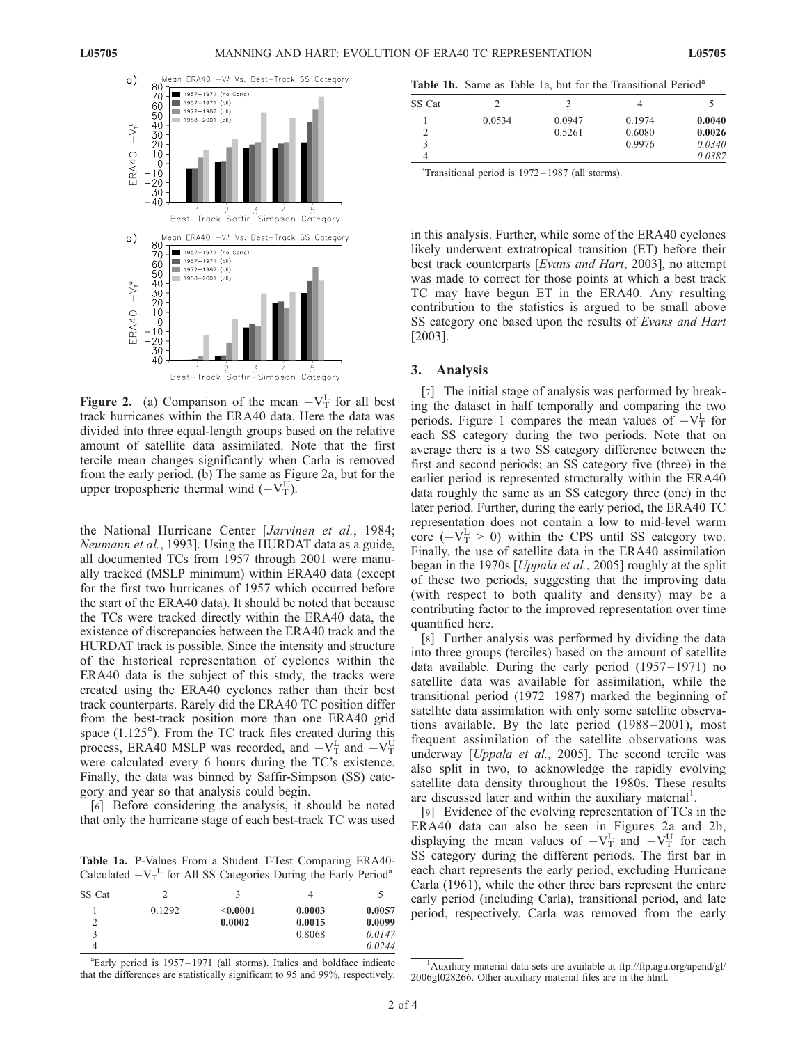**Figure 2.** (a) Comparison of the mean $-V_T^L$ for all best track hurricanes within the ERA40 data. Here the data was divided into three equal-length groups based on the relative amount of satellite data assimilated. Note that the first tercile mean changes significantly when Carla is removed from the early period. (b) The same as Figure 2a, but for the upper tropospheric thermal wind ($-V_T^U$).

the National Hurricane Center [*Jarvinen et al.*, 1984; *Neumann et al.*, 1993]. Using the HURDAT data as a guide, all documented TCs from 1957 through 2001 were manually tracked (MSLP minimum) within ERA40 data (except for the first two hurricanes of 1957 which occurred before the start of the ERA40 data). It should be noted that because the TCs were tracked directly within the ERA40 data, the existence of discrepancies between the ERA40 track and the HURDAT track is possible. Since the intensity and structure of the historical representation of cyclones within the ERA40 data is the subject of this study, the tracks were created using the ERA40 cyclones rather than their best track counterparts. Rarely did the ERA40 TC position differ from the best-track position more than one ERA40 grid space (1.125°). From the TC track files created during this process, ERA40 MSLP was recorded, and $-V_T^L$ and $-V_T^U$ were calculated every 6 hours during the TC's existence. Finally, the data was binned by Saffir-Simpson (SS) category and year so that analysis could begin.

[6] Before considering the analysis, it should be noted that only the hurricane stage of each best-track TC was used

**Table 1a.** P-Values From a Student T-Test Comparing ERA40-Calculated $-V_T^L$ for All SS Categories During the Early Period[a]

| SS Cat | 2 | 3 | 4 | 5 |
|---|---|---|---|---|
| 1 | 0.1292 | **<0.0001** | **0.0003** | **0.0057** |
| 2 | | **0.0002** | **0.0015** | **0.0099** |
| 3 | | | 0.8068 | *0.0147* |
| 4 | | | | *0.0244* |

[a]Early period is 1957–1971 (all storms). Italics and boldface indicate that the differences are statistically significant to 95 and 99%, respectively.

**Table 1b.** Same as Table 1a, but for the Transitional Period[a]

| SS Cat | 2 | 3 | 4 | 5 |
|---|---|---|---|---|
| 1 | 0.0534 | 0.0947 | 0.1974 | **0.0040** |
| 2 | | 0.5261 | 0.6080 | **0.0026** |
| 3 | | | 0.9976 | *0.0340* |
| 4 | | | | *0.0387* |

[a]Transitional period is 1972–1987 (all storms).

in this analysis. Further, while some of the ERA40 cyclones likely underwent extratropical transition (ET) before their best track counterparts [*Evans and Hart*, 2003], no attempt was made to correct for those points at which a best track TC may have begun ET in the ERA40. Any resulting contribution to the statistics is argued to be small above SS category one based upon the results of *Evans and Hart* [2003].

## 3. Analysis

[7] The initial stage of analysis was performed by breaking the dataset in half temporally and comparing the two periods. Figure 1 compares the mean values of $-V_T^L$ for each SS category during the two periods. Note that on average there is a two SS category difference between the first and second periods; an SS category five (three) in the earlier period is represented structurally within the ERA40 data roughly the same as an SS category three (one) in the later period. Further, during the early period, the ERA40 TC representation does not contain a low to mid-level warm core ($-V_T^L > 0$) within the CPS until SS category two. Finally, the use of satellite data in the ERA40 assimilation began in the 1970s [*Uppala et al.*, 2005] roughly at the split of these two periods, suggesting that the improving data (with respect to both quality and density) may be a contributing factor to the improved representation over time quantified here.

[8] Further analysis was performed by dividing the data into three groups (terciles) based on the amount of satellite data available. During the early period (1957–1971) no satellite data was available for assimilation, while the transitional period (1972–1987) marked the beginning of satellite data assimilation with only some satellite observations available. By the late period (1988–2001), most frequent assimilation of the satellite observations was underway [*Uppala et al.*, 2005]. The second tercile was also split in two, to acknowledge the rapidly evolving satellite data density throughout the 1980s. These results are discussed later and within the auxiliary material[1].

[9] Evidence of the evolving representation of TCs in the ERA40 data can also be seen in Figures 2a and 2b, displaying the mean values of $-V_T^L$ and $-V_T^U$ for each SS category during the different periods. The first bar in each chart represents the early period, excluding Hurricane Carla (1961), while the other three bars represent the entire early period (including Carla), transitional period, and late period, respectively. Carla was removed from the early

[1]Auxiliary material data sets are available at ftp://ftp.agu.org/apend/gl/2006gl028266. Other auxiliary material files are in the html.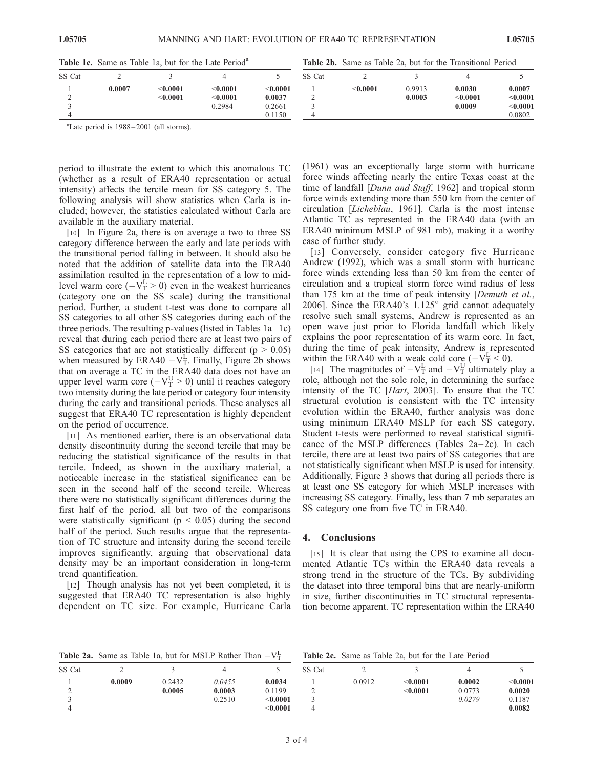**Table 1c.** Same as Table 1a, but for the Late Period[a]

| SS Cat | 2 | 3 | 4 | 5 |
|---|---|---|---|---|
| 1 | **0.0007** | **<0.0001** | **<0.0001** | **<0.0001** |
| 2 | | **<0.0001** | **<0.0001** | **0.0037** |
| 3 | | | 0.2984 | 0.2661 |
| 4 | | | | 0.1150 |

[a]Late period is 1988–2001 (all storms).

**Table 2b.** Same as Table 2a, but for the Transitional Period

| SS Cat | 2 | 3 | 4 | 5 |
|---|---|---|---|---|
| 1 | **<0.0001** | 0.9913 | **0.0030** | **0.0007** |
| 2 | | **0.0003** | **<0.0001** | **<0.0001** |
| 3 | | | **0.0009** | **<0.0001** |
| 4 | | | | 0.0802 |

period to illustrate the extent to which this anomalous TC (whether as a result of ERA40 representation or actual intensity) affects the tercile mean for SS category 5. The following analysis will show statistics when Carla is included; however, the statistics calculated without Carla are available in the auxiliary material.

[10] In Figure 2a, there is on average a two to three SS category difference between the early and late periods with the transitional period falling in between. It should also be noted that the addition of satellite data into the ERA40 assimilation resulted in the representation of a low to mid-level warm core ($-V_T^L > 0$) even in the weakest hurricanes (category one on the SS scale) during the transitional period. Further, a student t-test was done to compare all SS categories to all other SS categories during each of the three periods. The resulting p-values (listed in Tables 1a–1c) reveal that during each period there are at least two pairs of SS categories that are not statistically different ($p > 0.05$) when measured by ERA40 $-V_T^L$. Finally, Figure 2b shows that on average a TC in the ERA40 data does not have an upper level warm core ($-V_T^U > 0$) until it reaches category two intensity during the late period or category four intensity during the early and transitional periods. These analyses all suggest that ERA40 TC representation is highly dependent on the period of occurrence.

[11] As mentioned earlier, there is an observational data density discontinuity during the second tercile that may be reducing the statistical significance of the results in that tercile. Indeed, as shown in the auxiliary material, a noticeable increase in the statistical significance can be seen in the second half of the second tercile. Whereas there were no statistically significant differences during the first half of the period, all but two of the comparisons were statistically significant ($p < 0.05$) during the second half of the period. Such results argue that the representation of TC structure and intensity during the second tercile improves significantly, arguing that observational data density may be an important consideration in long-term trend quantification.

[12] Though analysis has not yet been completed, it is suggested that ERA40 TC representation is also highly dependent on TC size. For example, Hurricane Carla (1961) was an exceptionally large storm with hurricane force winds affecting nearly the entire Texas coast at the time of landfall [*Dunn and Staff*, 1962] and tropical storm force winds extending more than 550 km from the center of circulation [*Licheblau*, 1961]. Carla is the most intense Atlantic TC as represented in the ERA40 data (with an ERA40 minimum MSLP of 981 mb), making it a worthy case of further study.

[13] Conversely, consider category five Hurricane Andrew (1992), which was a small storm with hurricane force winds extending less than 50 km from the center of circulation and a tropical storm force wind radius of less than 175 km at the time of peak intensity [*Demuth et al.*, 2006]. Since the ERA40's 1.125° grid cannot adequately resolve such small systems, Andrew is represented as an open wave just prior to Florida landfall which likely explains the poor representation of its warm core. In fact, during the time of peak intensity, Andrew is represented within the ERA40 with a weak cold core ($-V_T^L < 0$).

[14] The magnitudes of $-V_T^L$ and $-V_T^U$ ultimately play a role, although not the sole role, in determining the surface intensity of the TC [*Hart*, 2003]. To ensure that the TC structural evolution is consistent with the TC intensity evolution within the ERA40, further analysis was done using minimum ERA40 MSLP for each SS category. Student t-tests were performed to reveal statistical significance of the MSLP differences (Tables 2a–2c). In each tercile, there are at least two pairs of SS categories that are not statistically significant when MSLP is used for intensity. Additionally, Figure 3 shows that during all periods there is at least one SS category for which MSLP increases with increasing SS category. Finally, less than 7 mb separates an SS category one from five TC in ERA40.

## 4. Conclusions

[15] It is clear that using the CPS to examine all documented Atlantic TCs within the ERA40 data reveals a strong trend in the structure of the TCs. By subdividing the dataset into three temporal bins that are nearly-uniform in size, further discontinuities in TC structural representation become apparent. TC representation within the ERA40

**Table 2a.** Same as Table 1a, but for MSLP Rather Than $-V_T^L$

| SS Cat | 2 | 3 | 4 | 5 |
|---|---|---|---|---|
| 1 | **0.0009** | 0.2432 | *0.0455* | **0.0034** |
| 2 | | **0.0005** | **0.0003** | 0.1199 |
| 3 | | | 0.2510 | **<0.0001** |
| 4 | | | | **<0.0001** |

**Table 2c.** Same as Table 2a, but for the Late Period

| SS Cat | 2 | 3 | 4 | 5 |
|---|---|---|---|---|
| 1 | 0.0912 | **<0.0001** | **0.0002** | **<0.0001** |
| 2 | | **<0.0001** | 0.0773 | **0.0020** |
| 3 | | | *0.0279* | 0.1187 |
| 4 | | | | **0.0082** |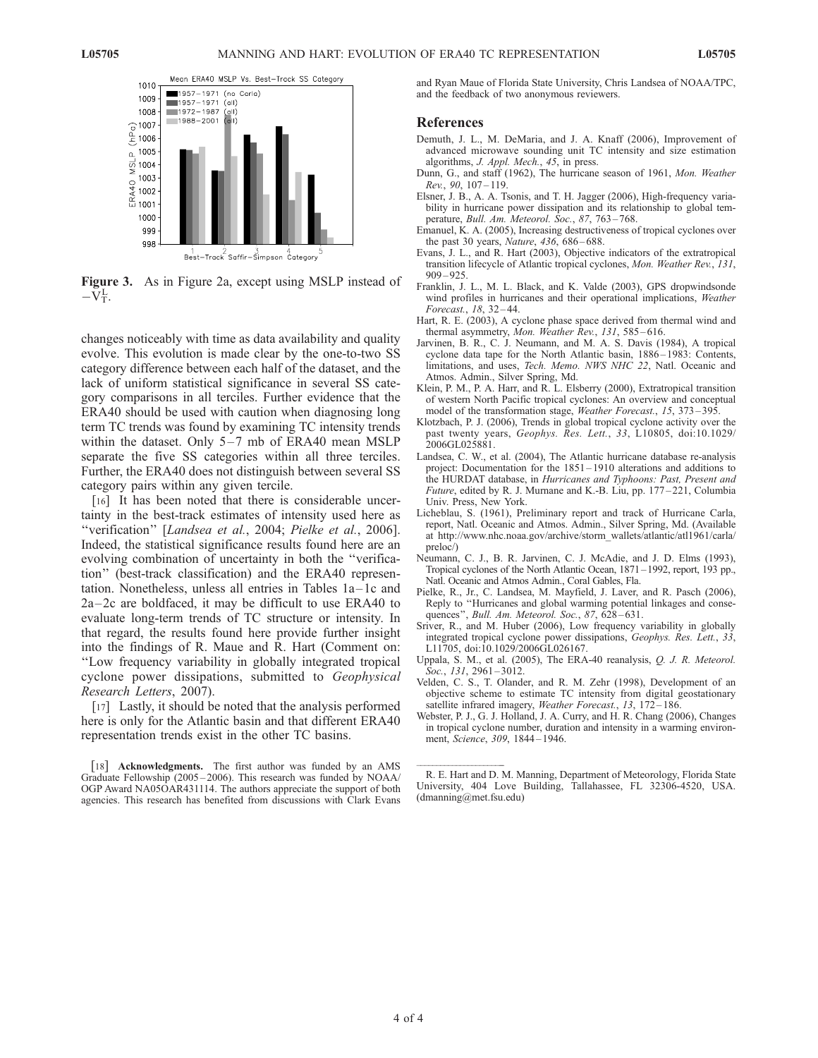Mean ERA40 MSLP Vs. Best-Track SS Category

1010
1009
1008
1007
1006
1005
1004
1003
1002
1001
1000
999
998

ERA40 MSLP (hPa)

1957–1971 (no Carla)
1957–1971 (all)
1972–1987 (all)
1988–2001 (all)

1 2 3 4 5

Best-Track Saffir-Simpson Category

**Figure 3.** As in Figure 2a, except using MSLP instead of $-V_T^L$.

changes noticeably with time as data availability and quality evolve. This evolution is made clear by the one-to-two SS category difference between each half of the dataset, and the lack of uniform statistical significance in several SS category comparisons in all terciles. Further evidence that the ERA40 should be used with caution when diagnosing long term TC trends was found by examining TC intensity trends within the dataset. Only 5–7 mb of ERA40 mean MSLP separate the five SS categories within all three terciles. Further, the ERA40 does not distinguish between several SS category pairs within any given tercile.

[16] It has been noted that there is considerable uncertainty in the best-track estimates of intensity used here as "verification" [*Landsea et al.*, 2004; *Pielke et al.*, 2006]. Indeed, the statistical significance results found here are an evolving combination of uncertainty in both the "verification" (best-track classification) and the ERA40 representation. Nonetheless, unless all entries in Tables 1a–1c and 2a–2c are boldfaced, it may be difficult to use ERA40 to evaluate long-term trends of TC structure or intensity. In that regard, the results found here provide further insight into the findings of R. Maue and R. Hart (Comment on: "Low frequency variability in globally integrated tropical cyclone power dissipations, submitted to *Geophysical Research Letters*, 2007).

[17] Lastly, it should be noted that the analysis performed here is only for the Atlantic basin and that different ERA40 representation trends exist in the other TC basins.

[18] **Acknowledgments.** The first author was funded by an AMS Graduate Fellowship (2005–2006). This research was funded by NOAA/OGP Award NA05OAR431114. The authors appreciate the support of both agencies. This research has benefited from discussions with Clark Evans and Ryan Maue of Florida State University, Chris Landsea of NOAA/TPC, and the feedback of two anonymous reviewers.

## References

Demuth, J. L., M. DeMaria, and J. A. Knaff (2006), Improvement of advanced microwave sounding unit TC intensity and size estimation algorithms, *J. Appl. Mech.*, *45*, in press.

Dunn, G., and staff (1962), The hurricane season of 1961, *Mon. Weather Rev.*, *90*, 107–119.

Elsner, J. B., A. A. Tsonis, and T. H. Jagger (2006), High-frequency variability in hurricane power dissipation and its relationship to global temperature, *Bull. Am. Meteorol. Soc.*, *87*, 763–768.

Emanuel, K. A. (2005), Increasing destructiveness of tropical cyclones over the past 30 years, *Nature*, *436*, 686–688.

Evans, J. L., and R. Hart (2003), Objective indicators of the extratropical transition lifecycle of Atlantic tropical cyclones, *Mon. Weather Rev.*, *131*, 909–925.

Franklin, J. L., M. L. Black, and K. Valde (2003), GPS dropwindsonde wind profiles in hurricanes and their operational implications, *Weather Forecast.*, *18*, 32–44.

Hart, R. E. (2003), A cyclone phase space derived from thermal wind and thermal asymmetry, *Mon. Weather Rev.*, *131*, 585–616.

Jarvinen, B. R., C. J. Neumann, and M. A. S. Davis (1984), A tropical cyclone data tape for the North Atlantic basin, 1886–1983: Contents, limitations, and uses, *Tech. Memo. NWS NHC 22*, Natl. Oceanic and Atmos. Admin., Silver Spring, Md.

Klein, P. M., P. A. Harr, and R. L. Elsberry (2000), Extratropical transition of western North Pacific tropical cyclones: An overview and conceptual model of the transformation stage, *Weather Forecast.*, *15*, 373–395.

Klotzbach, P. J. (2006), Trends in global tropical cyclone activity over the past twenty years, *Geophys. Res. Lett.*, *33*, L10805, doi:10.1029/2006GL025881.

Landsea, C. W., et al. (2004), The Atlantic hurricane database re-analysis project: Documentation for the 1851–1910 alterations and additions to the HURDAT database, in *Hurricanes and Typhoons: Past, Present and Future*, edited by R. J. Murnane and K.-B. Liu, pp. 177–221, Columbia Univ. Press, New York.

Licheblau, S. (1961), Preliminary report and track of Hurricane Carla, report, Natl. Oceanic and Atmos. Admin., Silver Spring, Md. (Available at http://www.nhc.noaa.gov/archive/storm_wallets/atlantic/atl1961/carla/preloc/)

Neumann, C. J., B. R. Jarvinen, C. J. McAdie, and J. D. Elms (1993), Tropical cyclones of the North Atlantic Ocean, 1871–1992, report, 193 pp., Natl. Oceanic and Atmos Admin., Coral Gables, Fla.

Pielke, R., Jr., C. Landsea, M. Mayfield, J. Laver, and R. Pasch (2006), Reply to "Hurricanes and global warming potential linkages and consequences", *Bull. Am. Meteorol. Soc.*, *87*, 628–631.

Sriver, R., and M. Huber (2006), Low frequency variability in globally integrated tropical cyclone power dissipations, *Geophys. Res. Lett.*, *33*, L11705, doi:10.1029/2006GL026167.

Uppala, S. M., et al. (2005), The ERA-40 reanalysis, *Q. J. R. Meteorol. Soc.*, *131*, 2961–3012.

Velden, C. S., T. Olander, and R. M. Zehr (1998), Development of an objective scheme to estimate TC intensity from digital geostationary satellite infrared imagery, *Weather Forecast.*, *13*, 172–186.

Webster, P. J., G. J. Holland, J. A. Curry, and H. R. Chang (2006), Changes in tropical cyclone number, duration and intensity in a warming environment, *Science*, *309*, 1844–1946.

R. E. Hart and D. M. Manning, Department of Meteorology, Florida State University, 404 Love Building, Tallahassee, FL 32306-4520, USA. (dmanning@met.fsu.edu)